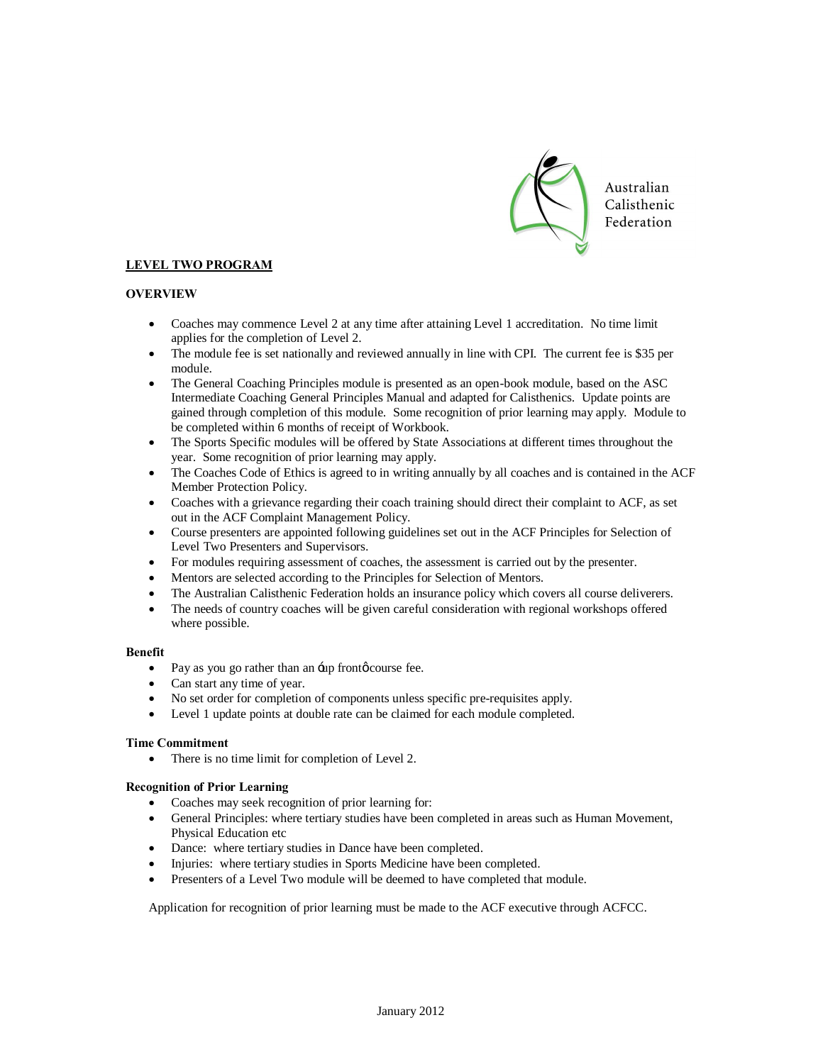Australian Calisthenic Federation

## LEVEL TWO PROGRAM

### OVERVIEW

- Coaches may commence Level 2 at any time after attaining Level 1 accreditation. No time limit applies for the completion of Level 2.
- The module fee is set nationally and reviewed annually in line with CPI. The current fee is $35 per module.
- The General Coaching Principles module is presented as an open-book module, based on the ASC Intermediate Coaching General Principles Manual and adapted for Calisthenics. Update points are gained through completion of this module. Some recognition of prior learning may apply. Module to be completed within 6 months of receipt of Workbook.
- The Sports Specific modules will be offered by State Associations at different times throughout the year. Some recognition of prior learning may apply.
- The Coaches Code of Ethics is agreed to in writing annually by all coaches and is contained in the ACF Member Protection Policy.
- Coaches with a grievance regarding their coach training should direct their complaint to ACF, as set out in the ACF Complaint Management Policy.
- Course presenters are appointed following guidelines set out in the ACF Principles for Selection of Level Two Presenters and Supervisors.
- For modules requiring assessment of coaches, the assessment is carried out by the presenter.
- Mentors are selected according to the Principles for Selection of Mentors.
- The Australian Calisthenic Federation holds an insurance policy which covers all course deliverers.
- The needs of country coaches will be given careful consideration with regional workshops offered where possible.

**Benefit**

- Pay as you go rather than an 'up front' course fee.
- Can start any time of year.
- No set order for completion of components unless specific pre-requisites apply.
- Level 1 update points at double rate can be claimed for each module completed.

**Time Commitment**

- There is no time limit for completion of Level 2.

**Recognition of Prior Learning**

- Coaches may seek recognition of prior learning for:
- General Principles: where tertiary studies have been completed in areas such as Human Movement, Physical Education etc
- Dance: where tertiary studies in Dance have been completed.
- Injuries: where tertiary studies in Sports Medicine have been completed.
- Presenters of a Level Two module will be deemed to have completed that module.

Application for recognition of prior learning must be made to the ACF executive through ACFCC.

January 2012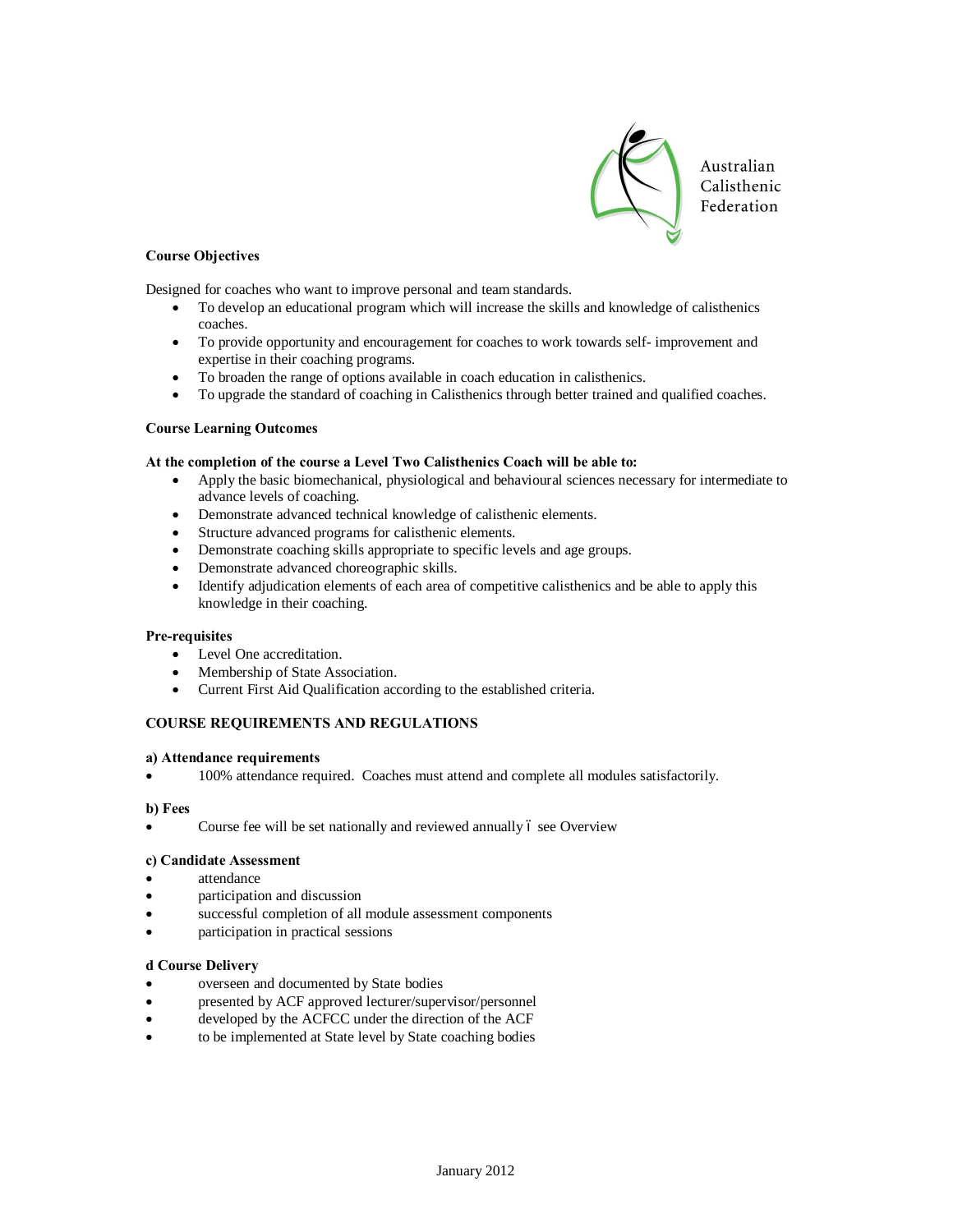Australian Calisthenic Federation

**Course Objectives**

Designed for coaches who want to improve personal and team standards.

- To develop an educational program which will increase the skills and knowledge of calisthenics coaches.
- To provide opportunity and encouragement for coaches to work towards self- improvement and expertise in their coaching programs.
- To broaden the range of options available in coach education in calisthenics.
- To upgrade the standard of coaching in Calisthenics through better trained and qualified coaches.

**Course Learning Outcomes**

**At the completion of the course a Level Two Calisthenics Coach will be able to:**

- Apply the basic biomechanical, physiological and behavioural sciences necessary for intermediate to advance levels of coaching.
- Demonstrate advanced technical knowledge of calisthenic elements.
- Structure advanced programs for calisthenic elements.
- Demonstrate coaching skills appropriate to specific levels and age groups.
- Demonstrate advanced choreographic skills.
- Identify adjudication elements of each area of competitive calisthenics and be able to apply this knowledge in their coaching.

**Pre-requisites**

- Level One accreditation.
- Membership of State Association.
- Current First Aid Qualification according to the established criteria.

**COURSE REQUIREMENTS AND REGULATIONS**

**a) Attendance requirements**

- 100% attendance required. Coaches must attend and complete all modules satisfactorily.

**b) Fees**

- Course fee will be set nationally and reviewed annually – see Overview

**c) Candidate Assessment**

- attendance
- participation and discussion
- successful completion of all module assessment components
- participation in practical sessions

**d Course Delivery**

- overseen and documented by State bodies
- presented by ACF approved lecturer/supervisor/personnel
- developed by the ACFCC under the direction of the ACF
- to be implemented at State level by State coaching bodies

January 2012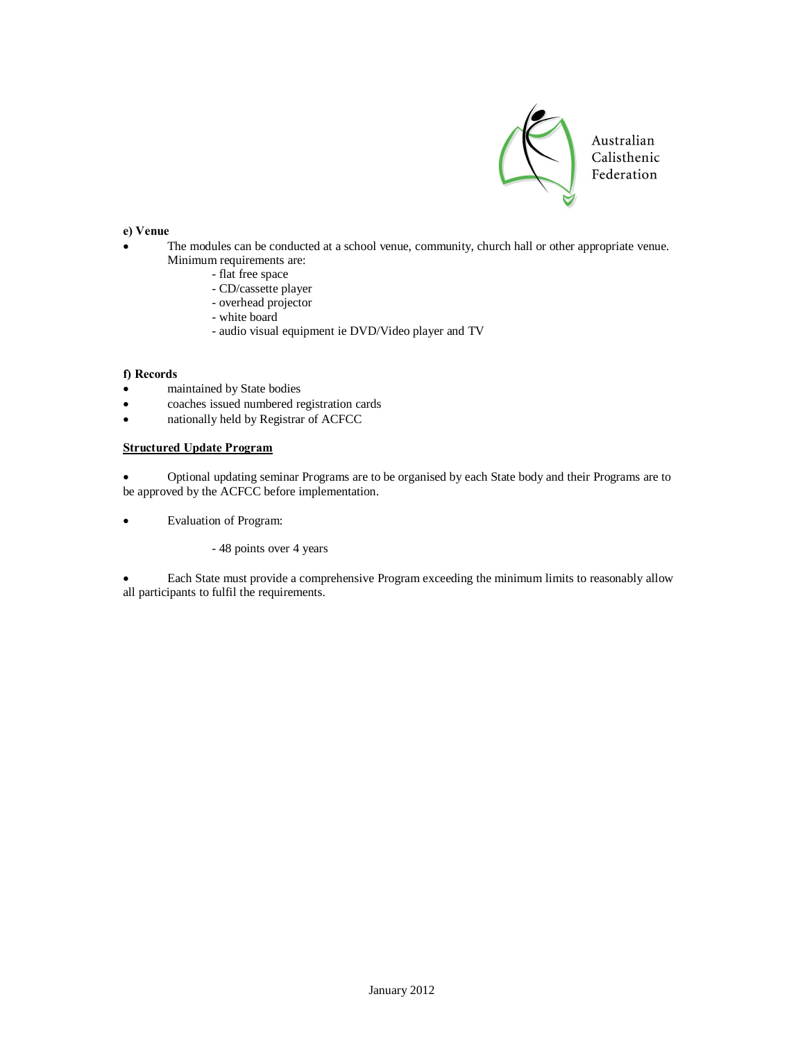**e) Venue**

- The modules can be conducted at a school venue, community, church hall or other appropriate venue. Minimum requirements are:
  - flat free space
  - CD/cassette player
  - overhead projector
  - white board
  - audio visual equipment ie DVD/Video player and TV

**f) Records**

- maintained by State bodies
- coaches issued numbered registration cards
- nationally held by Registrar of ACFCC

**Structured Update Program**

- Optional updating seminar Programs are to be organised by each State body and their Programs are to be approved by the ACFCC before implementation.

- Evaluation of Program:

  - 48 points over 4 years

- Each State must provide a comprehensive Program exceeding the minimum limits to reasonably allow all participants to fulfil the requirements.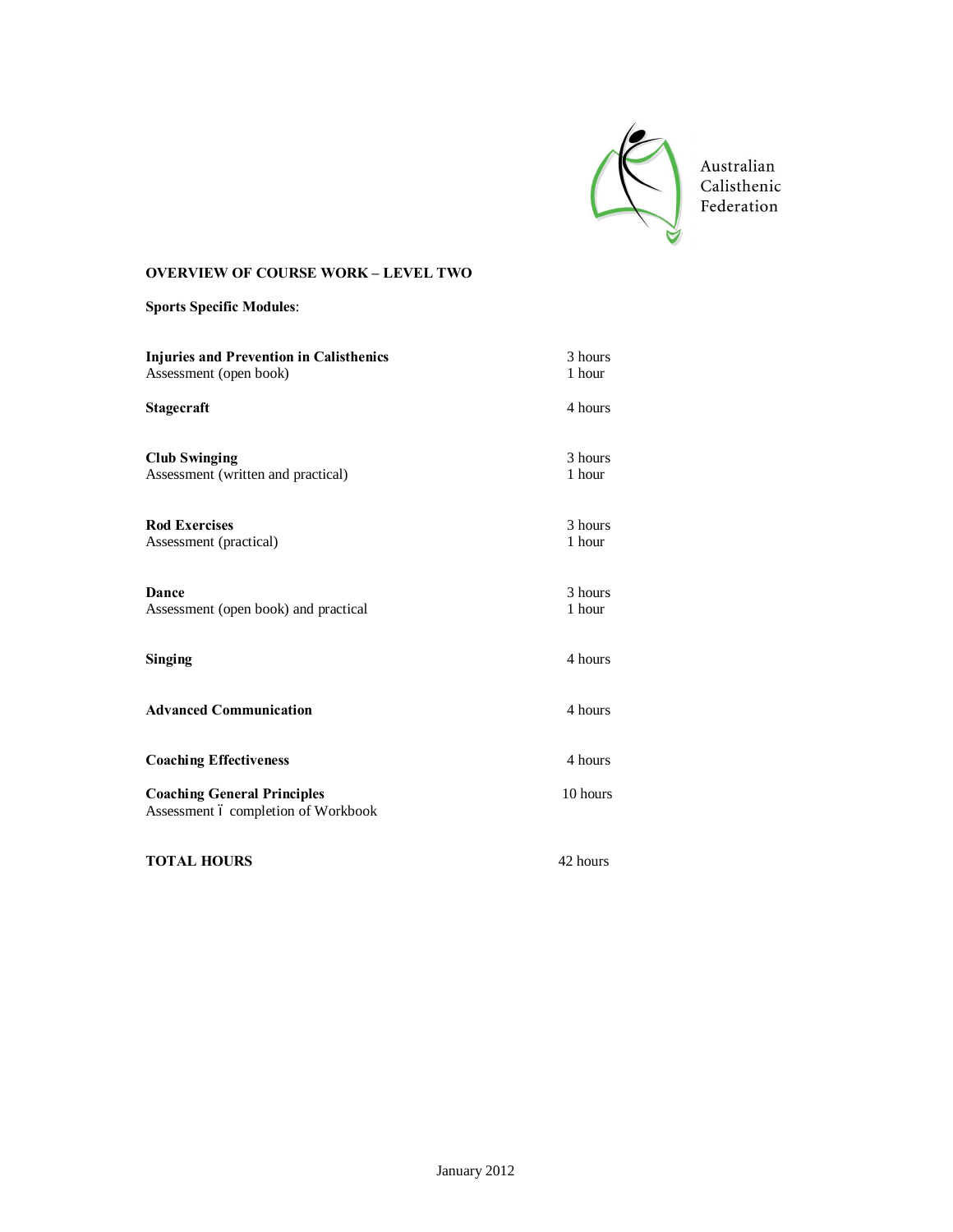Australian Calisthenic Federation

**OVERVIEW OF COURSE WORK – LEVEL TWO**

**Sports Specific Modules**:

| | |
|---|---|
| **Injuries and Prevention in Calisthenics** | 3 hours |
| Assessment (open book) | 1 hour |
| **Stagecraft** | 4 hours |
| **Club Swinging** | 3 hours |
| Assessment (written and practical) | 1 hour |
| **Rod Exercises** | 3 hours |
| Assessment (practical) | 1 hour |
| **Dance** | 3 hours |
| Assessment (open book) and practical | 1 hour |
| **Singing** | 4 hours |
| **Advanced Communication** | 4 hours |
| **Coaching Effectiveness** | 4 hours |
| **Coaching General Principles** | 10 hours |
| Assessment ó completion of Workbook | |
| **TOTAL HOURS** | 42 hours |

January 2012